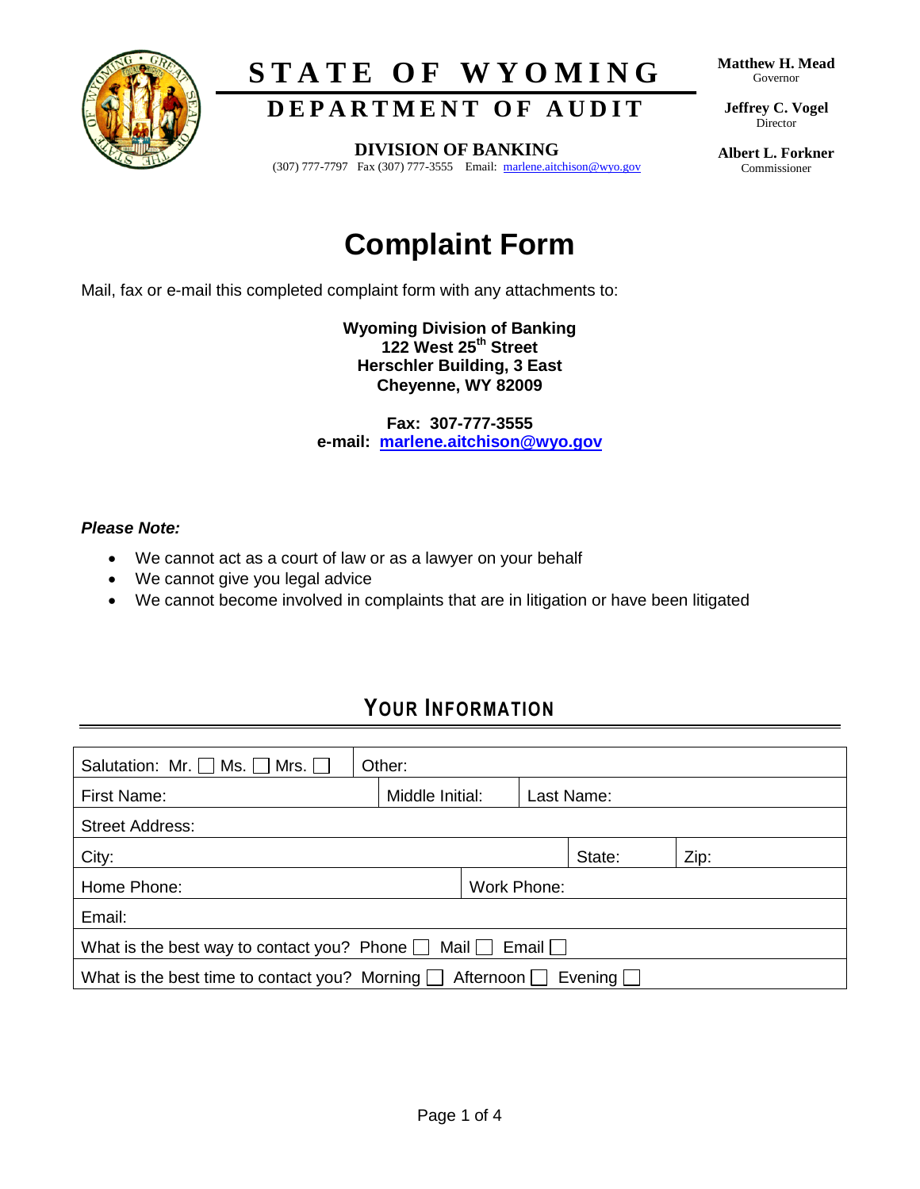# STATE OF WYOMING

## DEPARTMENT OF AUDIT

**DIVISION OF BANKING**
(307) 777-7797 Fax (307) 777-3555 Email: marlene.aitchison@wyo.gov

**Matthew H. Mead**
Governor

**Jeffrey C. Vogel**
Director

**Albert L. Forkner**
Commissioner

# Complaint Form

Mail, fax or e-mail this completed complaint form with any attachments to:

**Wyoming Division of Banking**
**122 West 25th Street**
**Herschler Building, 3 East**
**Cheyenne, WY 82009**

**Fax: 307-777-3555**
**e-mail: marlene.aitchison@wyo.gov**

***Please Note:***

- We cannot act as a court of law or as a lawyer on your behalf
- We cannot give you legal advice
- We cannot become involved in complaints that are in litigation or have been litigated

## YOUR INFORMATION

| Salutation: Mr. ☐ Ms. ☐ Mrs. ☐ | Other: | | |
|---|---|---|---|
| First Name: | Middle Initial: | Last Name: | |
| Street Address: | | | |
| City: | | State: | Zip: |
| Home Phone: | Work Phone: | | |
| Email: | | | |
| What is the best way to contact you? Phone ☐ Mail ☐ Email ☐ | | | |
| What is the best time to contact you? Morning ☐ Afternoon ☐ Evening ☐ | | | |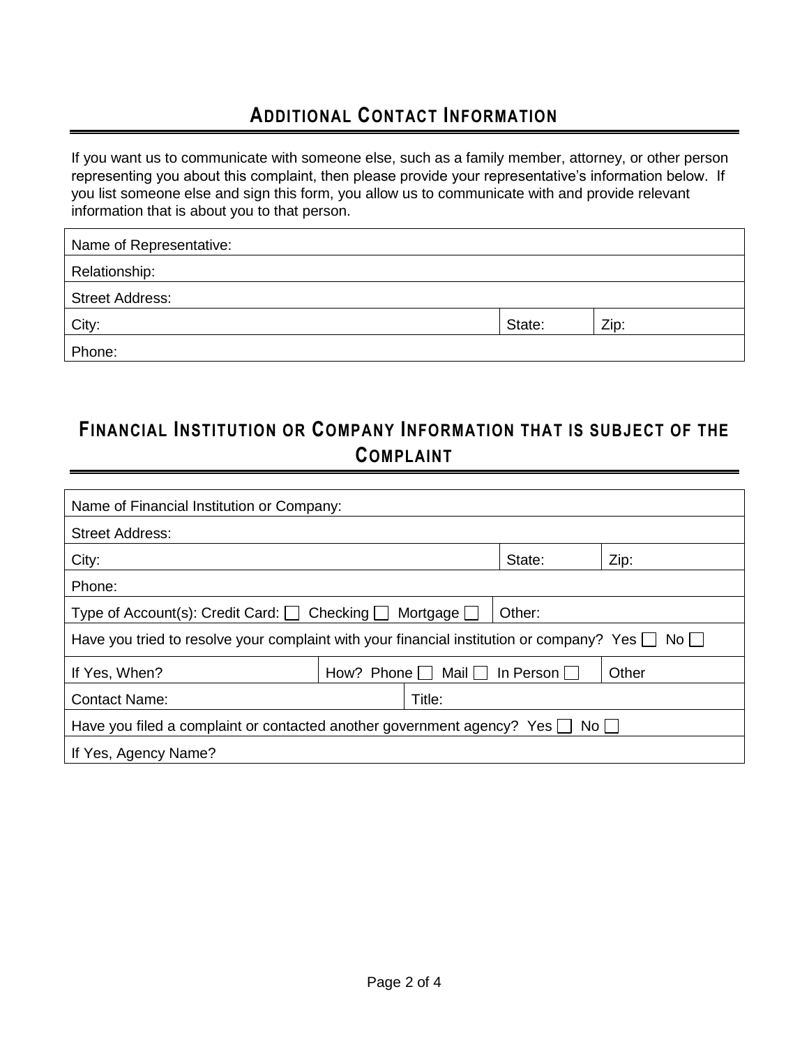## Additional Contact Information

If you want us to communicate with someone else, such as a family member, attorney, or other person representing you about this complaint, then please provide your representative's information below. If you list someone else and sign this form, you allow us to communicate with and provide relevant information that is about you to that person.

| Name of Representative: | | |
|---|---|---|
| Relationship: | | |
| Street Address: | | |
| City: | State: | Zip: |
| Phone: | | |

## Financial Institution or Company Information that is subject of the Complaint

| Name of Financial Institution or Company: | | | |
|---|---|---|---|
| Street Address: | | | |
| City: | | State: | Zip: |
| Phone: | | | |
| Type of Account(s): Credit Card: ☐ Checking ☐ Mortgage ☐ | | Other: | |
| Have you tried to resolve your complaint with your financial institution or company? Yes ☐ No ☐ | | | |
| If Yes, When? | How? Phone ☐ Mail ☐ In Person ☐ | | Other |
| Contact Name: | Title: | | |
| Have you filed a complaint or contacted another government agency? Yes ☐ No ☐ | | | |
| If Yes, Agency Name? | | | |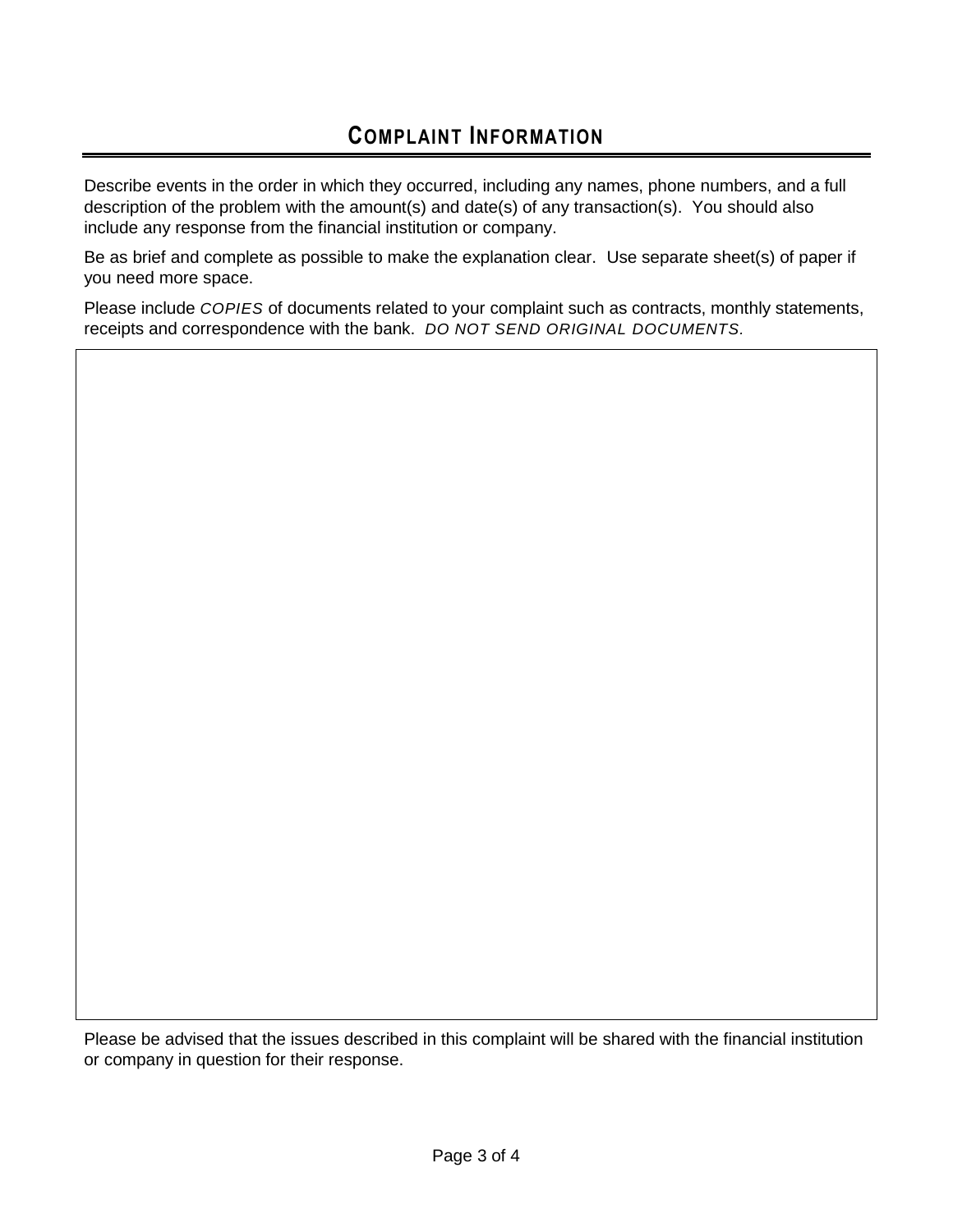## COMPLAINT INFORMATION

Describe events in the order in which they occurred, including any names, phone numbers, and a full description of the problem with the amount(s) and date(s) of any transaction(s). You should also include any response from the financial institution or company.

Be as brief and complete as possible to make the explanation clear. Use separate sheet(s) of paper if you need more space.

Please include *COPIES* of documents related to your complaint such as contracts, monthly statements, receipts and correspondence with the bank. *DO NOT SEND ORIGINAL DOCUMENTS.*

Please be advised that the issues described in this complaint will be shared with the financial institution or company in question for their response.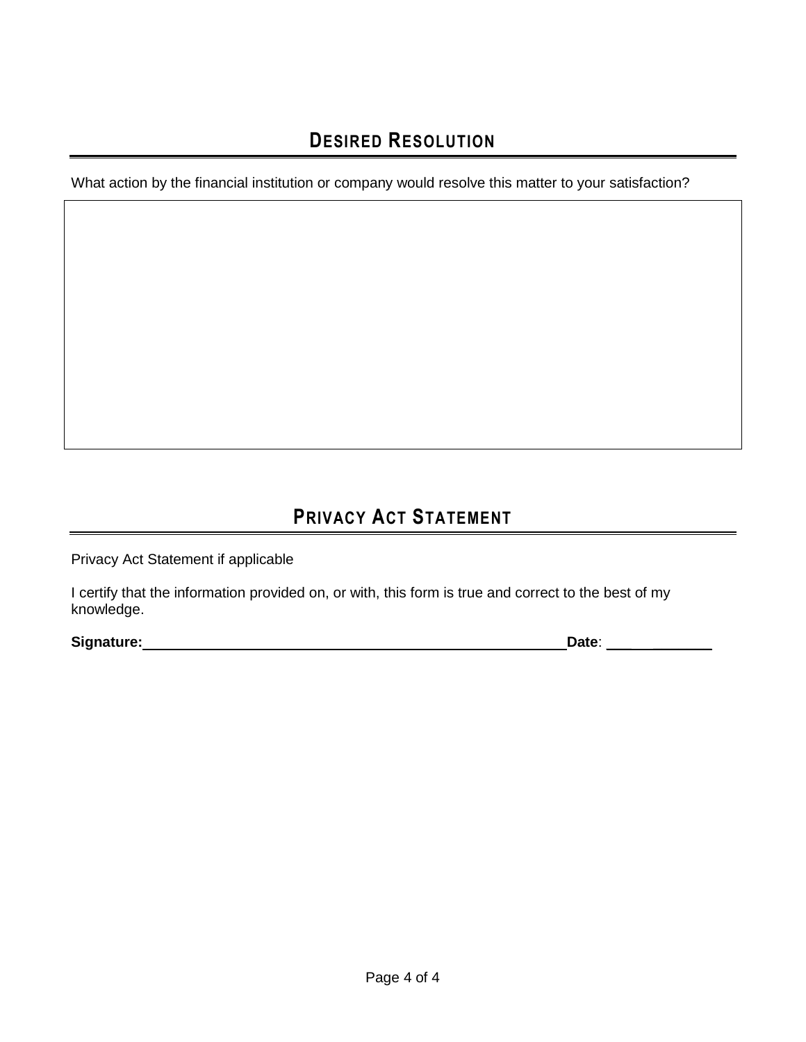## DESIRED RESOLUTION

What action by the financial institution or company would resolve this matter to your satisfaction?

| |
|---|
| |

## PRIVACY ACT STATEMENT

Privacy Act Statement if applicable

I certify that the information provided on, or with, this form is true and correct to the best of my knowledge.

**Signature:**\_\_\_\_\_\_\_\_\_\_\_\_\_\_\_\_\_\_\_\_\_\_\_\_\_\_\_\_\_\_\_\_\_\_\_\_\_\_\_\_\_\_\_\_\_\_\_\_ **Date**: \_\_\_\_\_\_\_\_\_\_\_\_\_